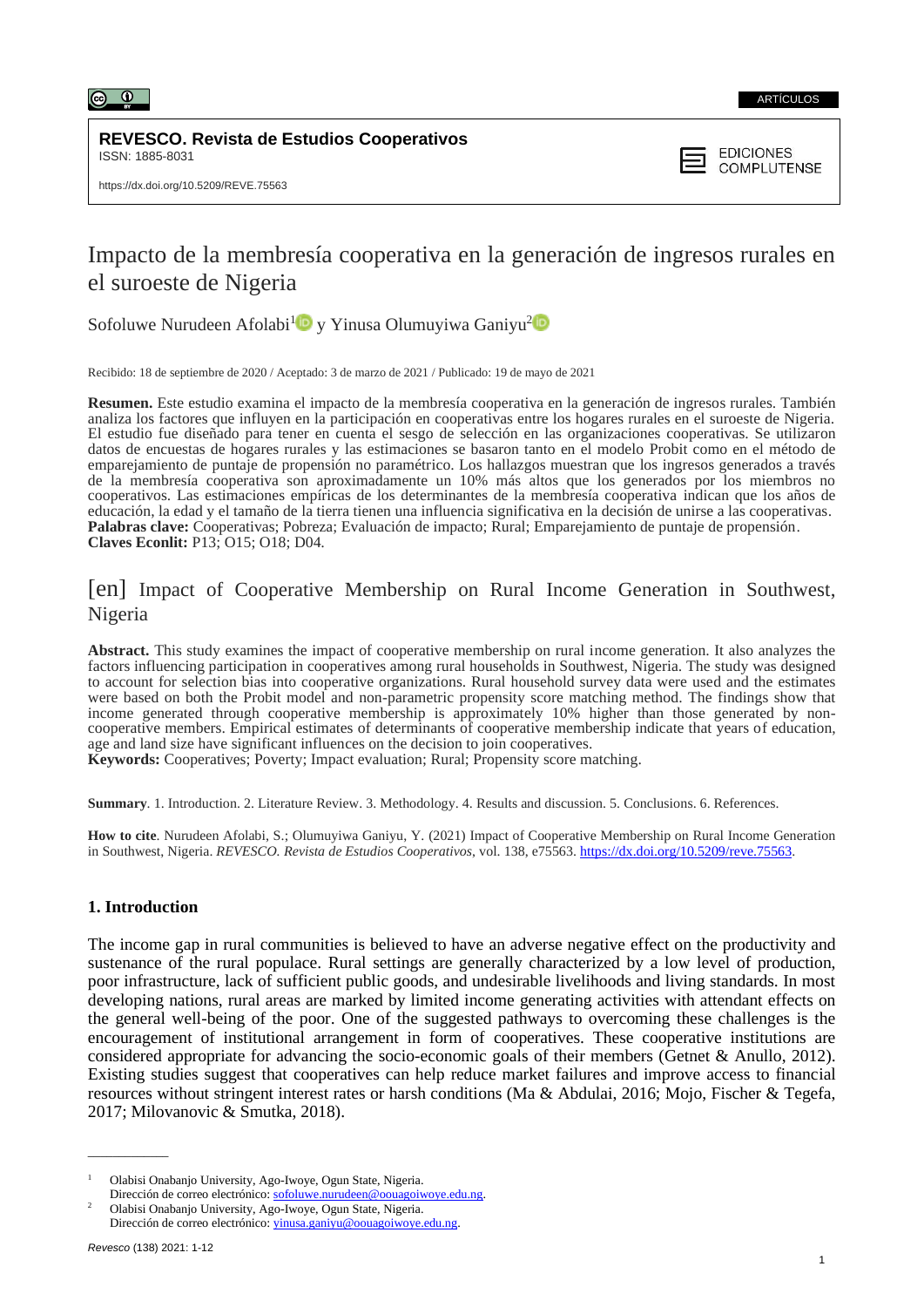ARTÍCULOS

**REVESCO. Revista de Estudios Cooperativos**
ISSN: 1885-8031

https://dx.doi.org/10.5209/REVE.75563

EDICIONES COMPLUTENSE

# Impacto de la membresía cooperativa en la generación de ingresos rurales en el suroeste de Nigeria

Sofoluwe Nurudeen Afolabi[1] y Yinusa Olumuyiwa Ganiyu[2]

Recibido: 18 de septiembre de 2020 / Aceptado: 3 de marzo de 2021 / Publicado: 19 de mayo de 2021

**Resumen.** Este estudio examina el impacto de la membresía cooperativa en la generación de ingresos rurales. También analiza los factores que influyen en la participación en cooperativas entre los hogares rurales en el suroeste de Nigeria. El estudio fue diseñado para tener en cuenta el sesgo de selección en las organizaciones cooperativas. Se utilizaron datos de encuestas de hogares rurales y las estimaciones se basaron tanto en el modelo Probit como en el método de emparejamiento de puntaje de propensión no paramétrico. Los hallazgos muestran que los ingresos generados a través de la membresía cooperativa son aproximadamente un 10% más altos que los generados por los miembros no cooperativos. Las estimaciones empíricas de los determinantes de la membresía cooperativa indican que los años de educación, la edad y el tamaño de la tierra tienen una influencia significativa en la decisión de unirse a las cooperativas.
**Palabras clave:** Cooperativas; Pobreza; Evaluación de impacto; Rural; Emparejamiento de puntaje de propensión.
**Claves Econlit:** P13; O15; O18; D04.

## [en] Impact of Cooperative Membership on Rural Income Generation in Southwest, Nigeria

**Abstract.** This study examines the impact of cooperative membership on rural income generation. It also analyzes the factors influencing participation in cooperatives among rural households in Southwest, Nigeria. The study was designed to account for selection bias into cooperative organizations. Rural household survey data were used and the estimates were based on both the Probit model and non-parametric propensity score matching method. The findings show that income generated through cooperative membership is approximately 10% higher than those generated by non-cooperative members. Empirical estimates of determinants of cooperative membership indicate that years of education, age and land size have significant influences on the decision to join cooperatives.
**Keywords:** Cooperatives; Poverty; Impact evaluation; Rural; Propensity score matching.

**Summary**. 1. Introduction. 2. Literature Review. 3. Methodology. 4. Results and discussion. 5. Conclusions. 6. References.

**How to cite**. Nurudeen Afolabi, S.; Olumuyiwa Ganiyu, Y. (2021) Impact of Cooperative Membership on Rural Income Generation in Southwest, Nigeria. *REVESCO. Revista de Estudios Cooperativos*, vol. 138, e75563. https://dx.doi.org/10.5209/reve.75563.

## 1. Introduction

The income gap in rural communities is believed to have an adverse negative effect on the productivity and sustenance of the rural populace. Rural settings are generally characterized by a low level of production, poor infrastructure, lack of sufficient public goods, and undesirable livelihoods and living standards. In most developing nations, rural areas are marked by limited income generating activities with attendant effects on the general well-being of the poor. One of the suggested pathways to overcoming these challenges is the encouragement of institutional arrangement in form of cooperatives. These cooperative institutions are considered appropriate for advancing the socio-economic goals of their members (Getnet & Anullo, 2012). Existing studies suggest that cooperatives can help reduce market failures and improve access to financial resources without stringent interest rates or harsh conditions (Ma & Abdulai, 2016; Mojo, Fischer & Tegefa, 2017; Milovanovic & Smutka, 2018).

[1] Olabisi Onabanjo University, Ago-Iwoye, Ogun State, Nigeria.
Dirección de correo electrónico: sofoluwe.nurudeen@oouagoiwoye.edu.ng.

[2] Olabisi Onabanjo University, Ago-Iwoye, Ogun State, Nigeria.
Dirección de correo electrónico: yinusa.ganiyu@oouagoiwoye.edu.ng.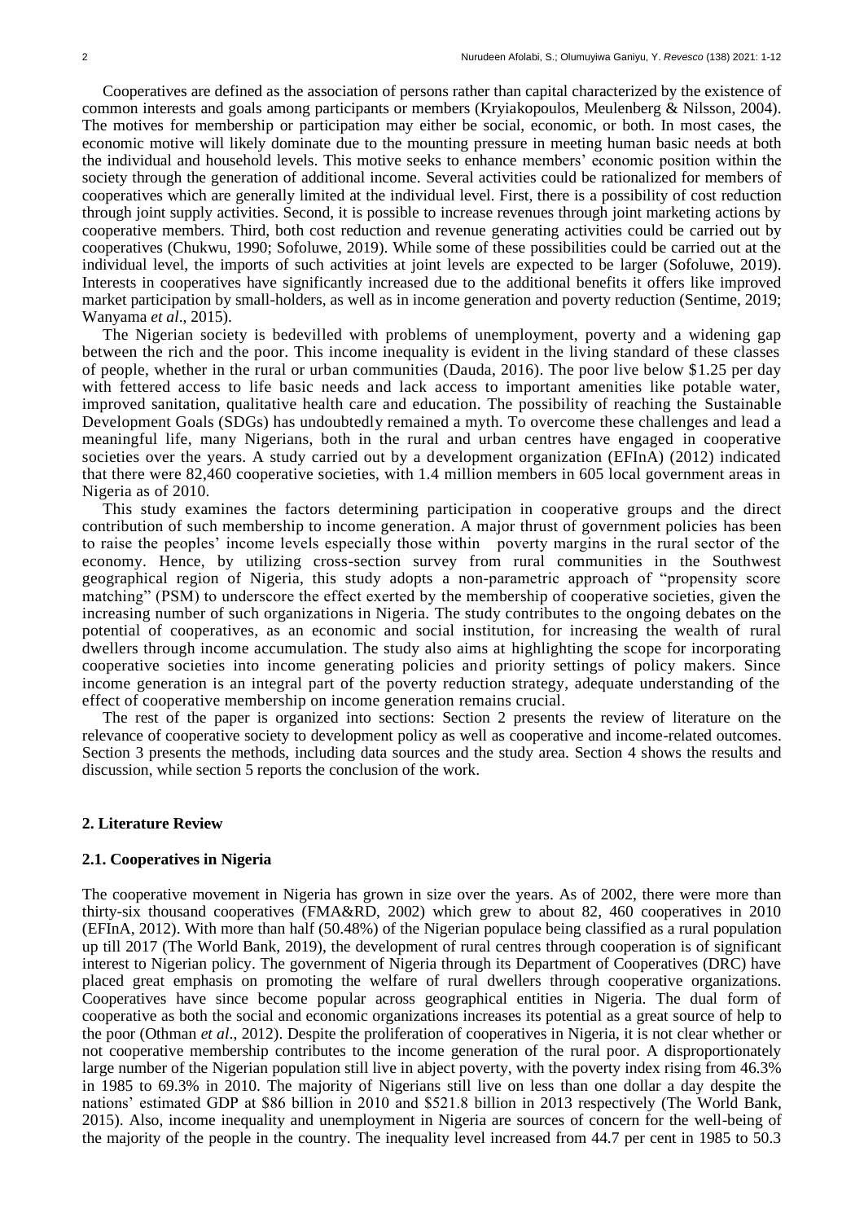Cooperatives are defined as the association of persons rather than capital characterized by the existence of common interests and goals among participants or members (Kryiakopoulos, Meulenberg & Nilsson, 2004). The motives for membership or participation may either be social, economic, or both. In most cases, the economic motive will likely dominate due to the mounting pressure in meeting human basic needs at both the individual and household levels. This motive seeks to enhance members' economic position within the society through the generation of additional income. Several activities could be rationalized for members of cooperatives which are generally limited at the individual level. First, there is a possibility of cost reduction through joint supply activities. Second, it is possible to increase revenues through joint marketing actions by cooperative members. Third, both cost reduction and revenue generating activities could be carried out by cooperatives (Chukwu, 1990; Sofoluwe, 2019). While some of these possibilities could be carried out at the individual level, the imports of such activities at joint levels are expected to be larger (Sofoluwe, 2019). Interests in cooperatives have significantly increased due to the additional benefits it offers like improved market participation by small-holders, as well as in income generation and poverty reduction (Sentime, 2019; Wanyama *et al*., 2015).

The Nigerian society is bedevilled with problems of unemployment, poverty and a widening gap between the rich and the poor. This income inequality is evident in the living standard of these classes of people, whether in the rural or urban communities (Dauda, 2016). The poor live below $1.25 per day with fettered access to life basic needs and lack access to important amenities like potable water, improved sanitation, qualitative health care and education. The possibility of reaching the Sustainable Development Goals (SDGs) has undoubtedly remained a myth. To overcome these challenges and lead a meaningful life, many Nigerians, both in the rural and urban centres have engaged in cooperative societies over the years. A study carried out by a development organization (EFInA) (2012) indicated that there were 82,460 cooperative societies, with 1.4 million members in 605 local government areas in Nigeria as of 2010.

This study examines the factors determining participation in cooperative groups and the direct contribution of such membership to income generation. A major thrust of government policies has been to raise the peoples' income levels especially those within poverty margins in the rural sector of the economy. Hence, by utilizing cross-section survey from rural communities in the Southwest geographical region of Nigeria, this study adopts a non-parametric approach of "propensity score matching" (PSM) to underscore the effect exerted by the membership of cooperative societies, given the increasing number of such organizations in Nigeria. The study contributes to the ongoing debates on the potential of cooperatives, as an economic and social institution, for increasing the wealth of rural dwellers through income accumulation. The study also aims at highlighting the scope for incorporating cooperative societies into income generating policies and priority settings of policy makers. Since income generation is an integral part of the poverty reduction strategy, adequate understanding of the effect of cooperative membership on income generation remains crucial.

The rest of the paper is organized into sections: Section 2 presents the review of literature on the relevance of cooperative society to development policy as well as cooperative and income-related outcomes. Section 3 presents the methods, including data sources and the study area. Section 4 shows the results and discussion, while section 5 reports the conclusion of the work.

## 2. Literature Review

### 2.1. Cooperatives in Nigeria

The cooperative movement in Nigeria has grown in size over the years. As of 2002, there were more than thirty-six thousand cooperatives (FMA&RD, 2002) which grew to about 82, 460 cooperatives in 2010 (EFInA, 2012). With more than half (50.48%) of the Nigerian populace being classified as a rural population up till 2017 (The World Bank, 2019), the development of rural centres through cooperation is of significant interest to Nigerian policy. The government of Nigeria through its Department of Cooperatives (DRC) have placed great emphasis on promoting the welfare of rural dwellers through cooperative organizations. Cooperatives have since become popular across geographical entities in Nigeria. The dual form of cooperative as both the social and economic organizations increases its potential as a great source of help to the poor (Othman *et al*., 2012). Despite the proliferation of cooperatives in Nigeria, it is not clear whether or not cooperative membership contributes to the income generation of the rural poor. A disproportionately large number of the Nigerian population still live in abject poverty, with the poverty index rising from 46.3% in 1985 to 69.3% in 2010. The majority of Nigerians still live on less than one dollar a day despite the nations' estimated GDP at $86 billion in 2010 and $521.8 billion in 2013 respectively (The World Bank, 2015). Also, income inequality and unemployment in Nigeria are sources of concern for the well-being of the majority of the people in the country. The inequality level increased from 44.7 per cent in 1985 to 50.3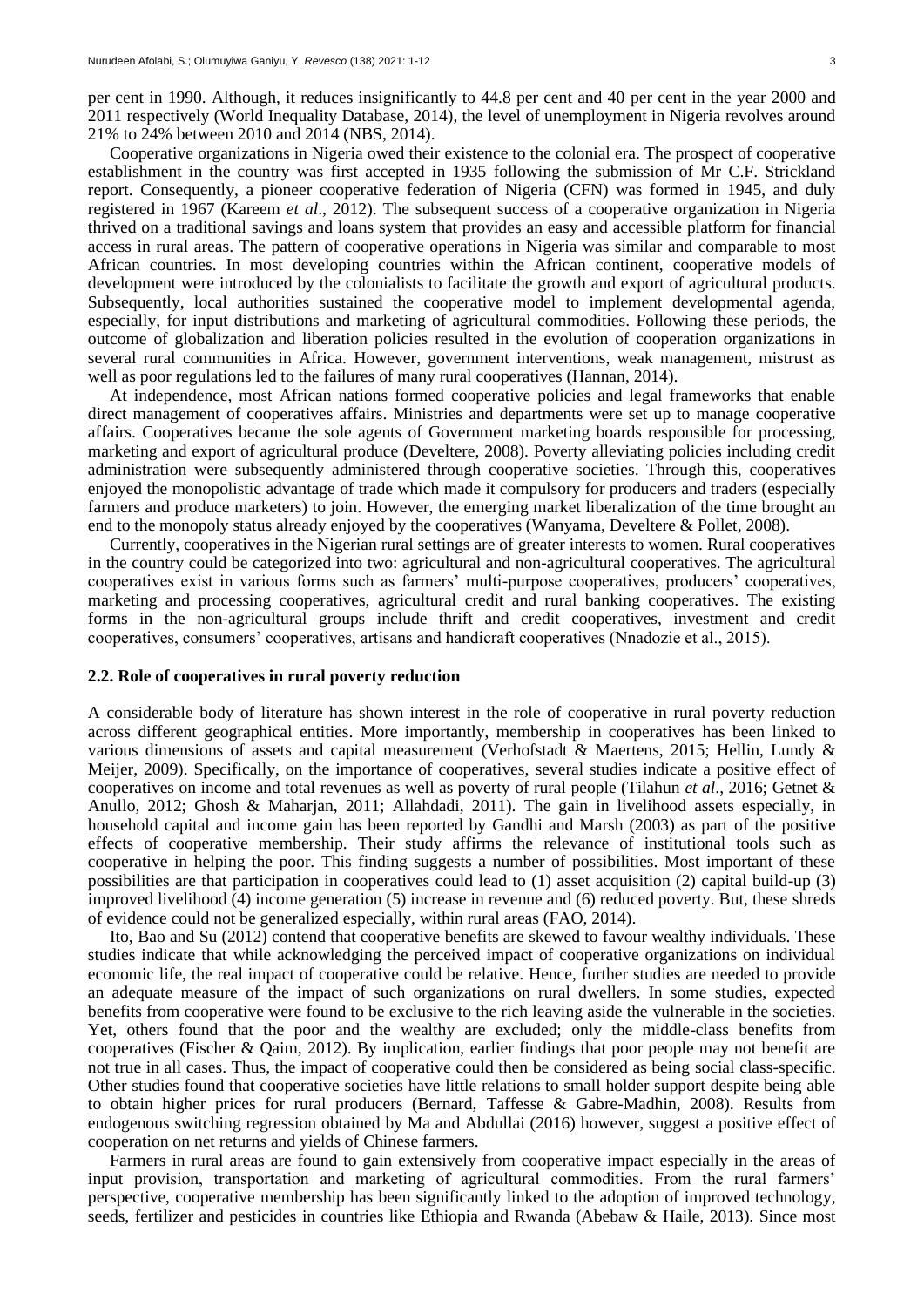per cent in 1990. Although, it reduces insignificantly to 44.8 per cent and 40 per cent in the year 2000 and 2011 respectively (World Inequality Database, 2014), the level of unemployment in Nigeria revolves around 21% to 24% between 2010 and 2014 (NBS, 2014).

Cooperative organizations in Nigeria owed their existence to the colonial era. The prospect of cooperative establishment in the country was first accepted in 1935 following the submission of Mr C.F. Strickland report. Consequently, a pioneer cooperative federation of Nigeria (CFN) was formed in 1945, and duly registered in 1967 (Kareem *et al*., 2012). The subsequent success of a cooperative organization in Nigeria thrived on a traditional savings and loans system that provides an easy and accessible platform for financial access in rural areas. The pattern of cooperative operations in Nigeria was similar and comparable to most African countries. In most developing countries within the African continent, cooperative models of development were introduced by the colonialists to facilitate the growth and export of agricultural products. Subsequently, local authorities sustained the cooperative model to implement developmental agenda, especially, for input distributions and marketing of agricultural commodities. Following these periods, the outcome of globalization and liberation policies resulted in the evolution of cooperation organizations in several rural communities in Africa. However, government interventions, weak management, mistrust as well as poor regulations led to the failures of many rural cooperatives (Hannan, 2014).

At independence, most African nations formed cooperative policies and legal frameworks that enable direct management of cooperatives affairs. Ministries and departments were set up to manage cooperative affairs. Cooperatives became the sole agents of Government marketing boards responsible for processing, marketing and export of agricultural produce (Develtere, 2008). Poverty alleviating policies including credit administration were subsequently administered through cooperative societies. Through this, cooperatives enjoyed the monopolistic advantage of trade which made it compulsory for producers and traders (especially farmers and produce marketers) to join. However, the emerging market liberalization of the time brought an end to the monopoly status already enjoyed by the cooperatives (Wanyama, Develtere & Pollet, 2008).

Currently, cooperatives in the Nigerian rural settings are of greater interests to women. Rural cooperatives in the country could be categorized into two: agricultural and non-agricultural cooperatives. The agricultural cooperatives exist in various forms such as farmers' multi-purpose cooperatives, producers' cooperatives, marketing and processing cooperatives, agricultural credit and rural banking cooperatives. The existing forms in the non-agricultural groups include thrift and credit cooperatives, investment and credit cooperatives, consumers' cooperatives, artisans and handicraft cooperatives (Nnadozie et al., 2015).

### 2.2. Role of cooperatives in rural poverty reduction

A considerable body of literature has shown interest in the role of cooperative in rural poverty reduction across different geographical entities. More importantly, membership in cooperatives has been linked to various dimensions of assets and capital measurement (Verhofstadt & Maertens, 2015; Hellin, Lundy & Meijer, 2009). Specifically, on the importance of cooperatives, several studies indicate a positive effect of cooperatives on income and total revenues as well as poverty of rural people (Tilahun *et al*., 2016; Getnet & Anullo, 2012; Ghosh & Maharjan, 2011; Allahdadi, 2011). The gain in livelihood assets especially, in household capital and income gain has been reported by Gandhi and Marsh (2003) as part of the positive effects of cooperative membership. Their study affirms the relevance of institutional tools such as cooperative in helping the poor. This finding suggests a number of possibilities. Most important of these possibilities are that participation in cooperatives could lead to (1) asset acquisition (2) capital build-up (3) improved livelihood (4) income generation (5) increase in revenue and (6) reduced poverty. But, these shreds of evidence could not be generalized especially, within rural areas (FAO, 2014).

Ito, Bao and Su (2012) contend that cooperative benefits are skewed to favour wealthy individuals. These studies indicate that while acknowledging the perceived impact of cooperative organizations on individual economic life, the real impact of cooperative could be relative. Hence, further studies are needed to provide an adequate measure of the impact of such organizations on rural dwellers. In some studies, expected benefits from cooperative were found to be exclusive to the rich leaving aside the vulnerable in the societies. Yet, others found that the poor and the wealthy are excluded; only the middle-class benefits from cooperatives (Fischer & Qaim, 2012). By implication, earlier findings that poor people may not benefit are not true in all cases. Thus, the impact of cooperative could then be considered as being social class-specific. Other studies found that cooperative societies have little relations to small holder support despite being able to obtain higher prices for rural producers (Bernard, Taffesse & Gabre-Madhin, 2008). Results from endogenous switching regression obtained by Ma and Abdullai (2016) however, suggest a positive effect of cooperation on net returns and yields of Chinese farmers.

Farmers in rural areas are found to gain extensively from cooperative impact especially in the areas of input provision, transportation and marketing of agricultural commodities. From the rural farmers' perspective, cooperative membership has been significantly linked to the adoption of improved technology, seeds, fertilizer and pesticides in countries like Ethiopia and Rwanda (Abebaw & Haile, 2013). Since most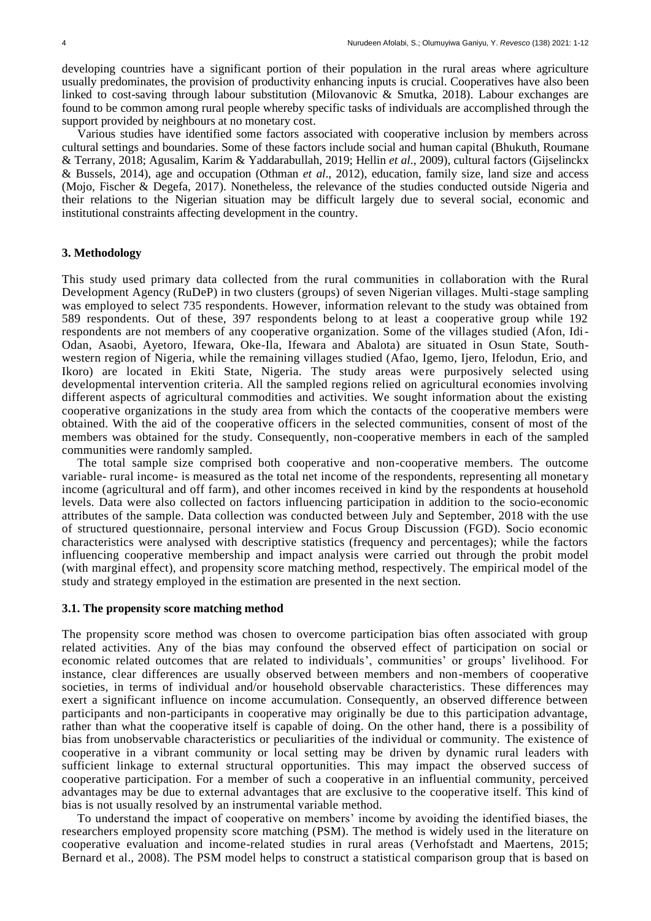developing countries have a significant portion of their population in the rural areas where agriculture usually predominates, the provision of productivity enhancing inputs is crucial. Cooperatives have also been linked to cost-saving through labour substitution (Milovanovic & Smutka, 2018). Labour exchanges are found to be common among rural people whereby specific tasks of individuals are accomplished through the support provided by neighbours at no monetary cost.

Various studies have identified some factors associated with cooperative inclusion by members across cultural settings and boundaries. Some of these factors include social and human capital (Bhukuth, Roumane & Terrany, 2018; Agusalim, Karim & Yaddarabullah, 2019; Hellin *et al*., 2009), cultural factors (Gijselinckx & Bussels, 2014), age and occupation (Othman *et al*., 2012), education, family size, land size and access (Mojo, Fischer & Degefa, 2017). Nonetheless, the relevance of the studies conducted outside Nigeria and their relations to the Nigerian situation may be difficult largely due to several social, economic and institutional constraints affecting development in the country.

## 3. Methodology

This study used primary data collected from the rural communities in collaboration with the Rural Development Agency (RuDeP) in two clusters (groups) of seven Nigerian villages. Multi-stage sampling was employed to select 735 respondents. However, information relevant to the study was obtained from 589 respondents. Out of these, 397 respondents belong to at least a cooperative group while 192 respondents are not members of any cooperative organization. Some of the villages studied (Afon, Idi-Odan, Asaobi, Ayetoro, Ifewara, Oke-Ila, Ifewara and Abalota) are situated in Osun State, South-western region of Nigeria, while the remaining villages studied (Afao, Igemo, Ijero, Ifelodun, Erio, and Ikoro) are located in Ekiti State, Nigeria. The study areas were purposively selected using developmental intervention criteria. All the sampled regions relied on agricultural economies involving different aspects of agricultural commodities and activities. We sought information about the existing cooperative organizations in the study area from which the contacts of the cooperative members were obtained. With the aid of the cooperative officers in the selected communities, consent of most of the members was obtained for the study. Consequently, non-cooperative members in each of the sampled communities were randomly sampled.

The total sample size comprised both cooperative and non-cooperative members. The outcome variable- rural income- is measured as the total net income of the respondents, representing all monetary income (agricultural and off farm), and other incomes received in kind by the respondents at household levels. Data were also collected on factors influencing participation in addition to the socio-economic attributes of the sample. Data collection was conducted between July and September, 2018 with the use of structured questionnaire, personal interview and Focus Group Discussion (FGD). Socio economic characteristics were analysed with descriptive statistics (frequency and percentages); while the factors influencing cooperative membership and impact analysis were carried out through the probit model (with marginal effect), and propensity score matching method, respectively. The empirical model of the study and strategy employed in the estimation are presented in the next section.

### 3.1. The propensity score matching method

The propensity score method was chosen to overcome participation bias often associated with group related activities. Any of the bias may confound the observed effect of participation on social or economic related outcomes that are related to individuals', communities' or groups' livelihood. For instance, clear differences are usually observed between members and non-members of cooperative societies, in terms of individual and/or household observable characteristics. These differences may exert a significant influence on income accumulation. Consequently, an observed difference between participants and non-participants in cooperative may originally be due to this participation advantage, rather than what the cooperative itself is capable of doing. On the other hand, there is a possibility of bias from unobservable characteristics or peculiarities of the individual or community. The existence of cooperative in a vibrant community or local setting may be driven by dynamic rural leaders with sufficient linkage to external structural opportunities. This may impact the observed success of cooperative participation. For a member of such a cooperative in an influential community, perceived advantages may be due to external advantages that are exclusive to the cooperative itself. This kind of bias is not usually resolved by an instrumental variable method.

To understand the impact of cooperative on members' income by avoiding the identified biases, the researchers employed propensity score matching (PSM). The method is widely used in the literature on cooperative evaluation and income-related studies in rural areas (Verhofstadt and Maertens, 2015; Bernard et al., 2008). The PSM model helps to construct a statistical comparison group that is based on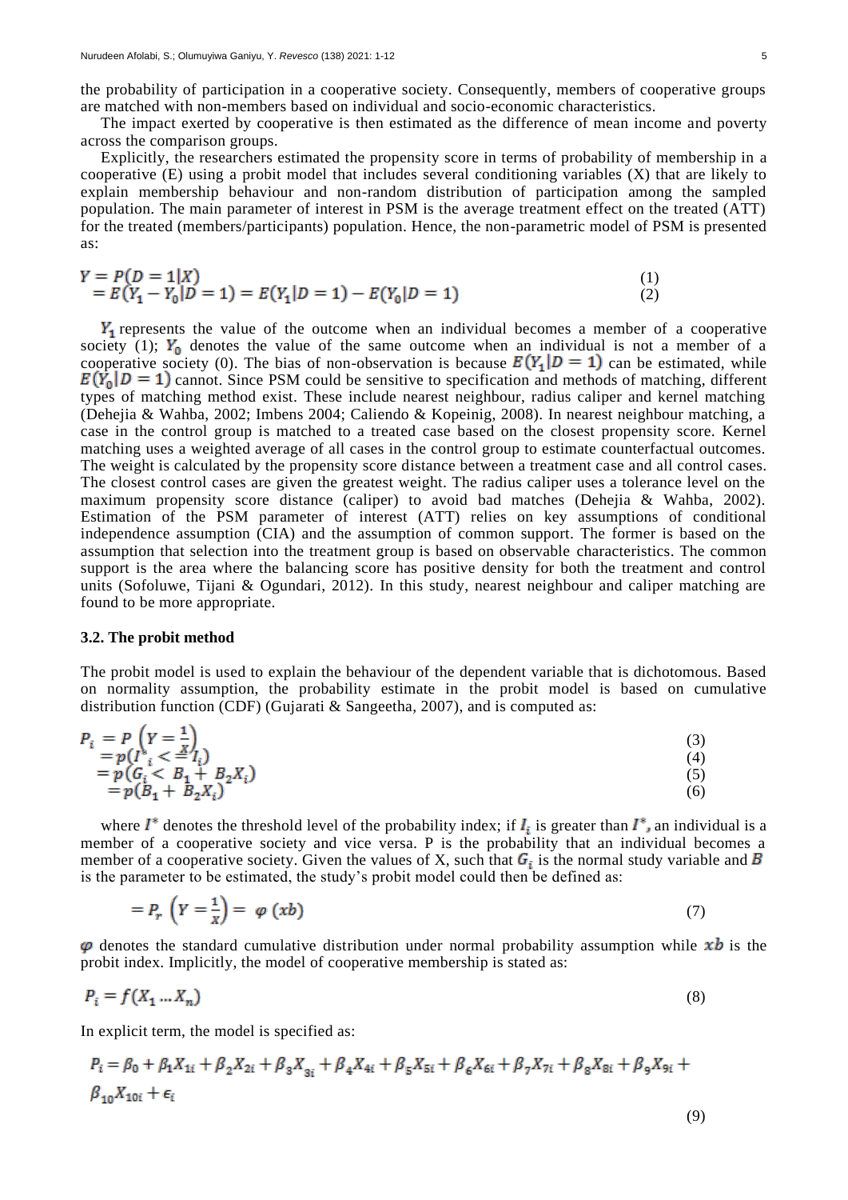the probability of participation in a cooperative society. Consequently, members of cooperative groups are matched with non-members based on individual and socio-economic characteristics.

The impact exerted by cooperative is then estimated as the difference of mean income and poverty across the comparison groups.

Explicitly, the researchers estimated the propensity score in terms of probability of membership in a cooperative (E) using a probit model that includes several conditioning variables (X) that are likely to explain membership behaviour and non-random distribution of participation among the sampled population. The main parameter of interest in PSM is the average treatment effect on the treated (ATT) for the treated (members/participants) population. Hence, the non-parametric model of PSM is presented as:

$$Y = P(D = 1|X) \tag{1}$$
$$= E(Y_1 - Y_0|D = 1) = E(Y_1|D = 1) - E(Y_0|D = 1) \tag{2}$$

$Y_1$ represents the value of the outcome when an individual becomes a member of a cooperative society (1); $Y_0$ denotes the value of the same outcome when an individual is not a member of a cooperative society (0). The bias of non-observation is because $E(Y_1|D = 1)$ can be estimated, while $E(Y_0|D = 1)$ cannot. Since PSM could be sensitive to specification and methods of matching, different types of matching method exist. These include nearest neighbour, radius caliper and kernel matching (Dehejia & Wahba, 2002; Imbens 2004; Caliendo & Kopeinig, 2008). In nearest neighbour matching, a case in the control group is matched to a treated case based on the closest propensity score. Kernel matching uses a weighted average of all cases in the control group to estimate counterfactual outcomes. The weight is calculated by the propensity score distance between a treatment case and all control cases. The closest control cases are given the greatest weight. The radius caliper uses a tolerance level on the maximum propensity score distance (caliper) to avoid bad matches (Dehejia & Wahba, 2002). Estimation of the PSM parameter of interest (ATT) relies on key assumptions of conditional independence assumption (CIA) and the assumption of common support. The former is based on the assumption that selection into the treatment group is based on observable characteristics. The common support is the area where the balancing score has positive density for both the treatment and control units (Sofoluwe, Tijani & Ogundari, 2012). In this study, nearest neighbour and caliper matching are found to be more appropriate.

### 3.2. The probit method

The probit model is used to explain the behaviour of the dependent variable that is dichotomous. Based on normality assumption, the probability estimate in the probit model is based on cumulative distribution function (CDF) (Gujarati & Sangeetha, 2007), and is computed as:

$$P_i = P\left(Y = \frac{1}{X}\right) \tag{3}$$
$$= p(I^*_i <= I_i) \tag{4}$$
$$= p(G_i < B_1 + B_2X_i) \tag{5}$$
$$= p(B_1 + B_2X_i) \tag{6}$$

where $I^*$ denotes the threshold level of the probability index; if $I_i$ is greater than $I^*$, an individual is a member of a cooperative society and vice versa. P is the probability that an individual becomes a member of a cooperative society. Given the values of X, such that $G_i$ is the normal study variable and $B$ is the parameter to be estimated, the study's probit model could then be defined as:

$$= P_r\left(Y = \frac{1}{X}\right) = \varphi\,(xb) \tag{7}$$

$\varphi$ denotes the standard cumulative distribution under normal probability assumption while $xb$ is the probit index. Implicitly, the model of cooperative membership is stated as:

$$P_i = f(X_1 \dots X_n) \tag{8}$$

In explicit term, the model is specified as:

$$P_i = \beta_0 + \beta_1 X_{1i} + \beta_2 X_{2i} + \beta_3 X_{3i} + \beta_4 X_{4i} + \beta_5 X_{5i} + \beta_6 X_{6i} + \beta_7 X_{7i} + \beta_8 X_{8i} + \beta_9 X_{9i} + \beta_{10} X_{10i} + \epsilon_i \tag{9}$$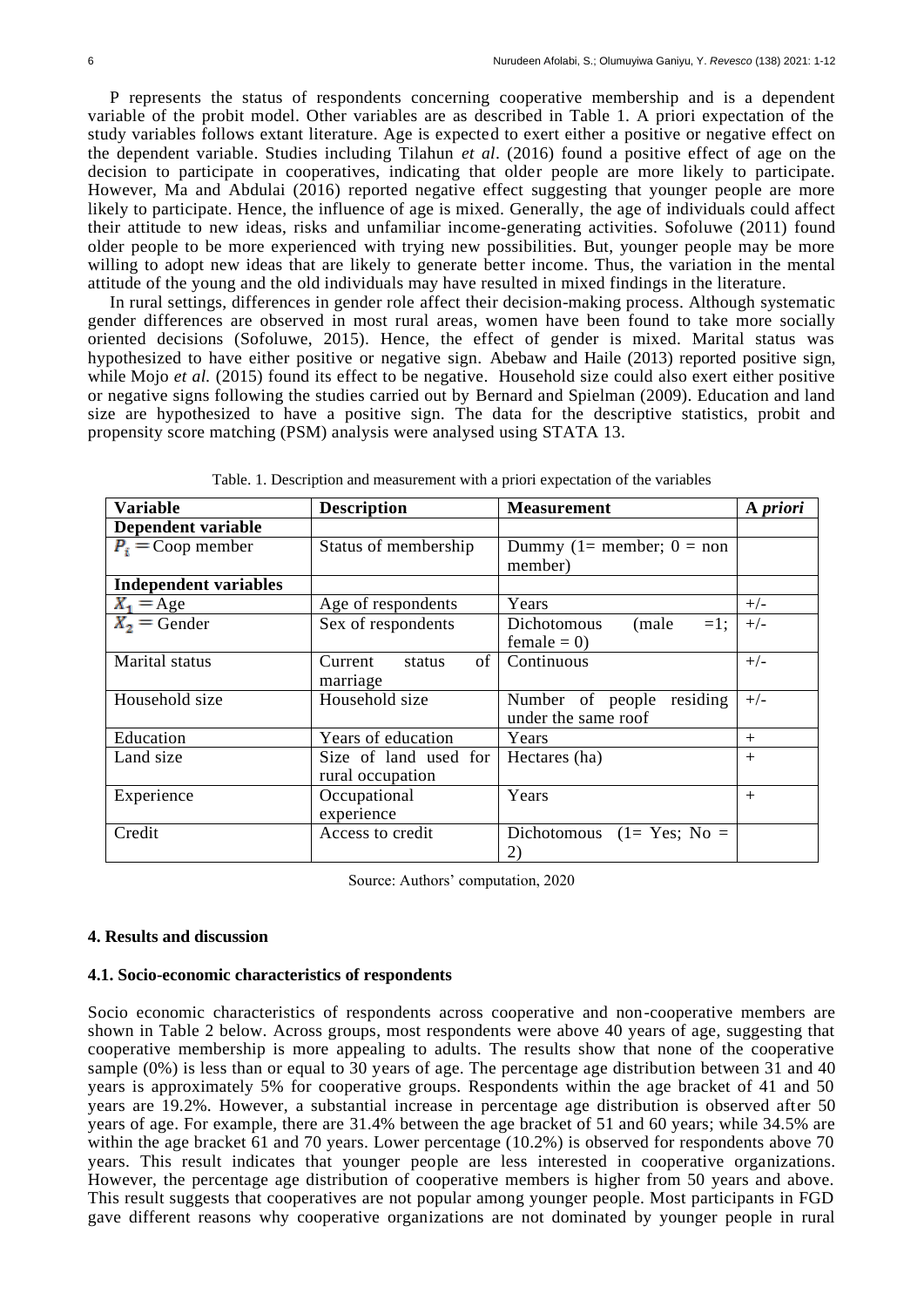P represents the status of respondents concerning cooperative membership and is a dependent variable of the probit model. Other variables are as described in Table 1. A priori expectation of the study variables follows extant literature. Age is expected to exert either a positive or negative effect on the dependent variable. Studies including Tilahun *et al*. (2016) found a positive effect of age on the decision to participate in cooperatives, indicating that older people are more likely to participate. However, Ma and Abdulai (2016) reported negative effect suggesting that younger people are more likely to participate. Hence, the influence of age is mixed. Generally, the age of individuals could affect their attitude to new ideas, risks and unfamiliar income-generating activities. Sofoluwe (2011) found older people to be more experienced with trying new possibilities. But, younger people may be more willing to adopt new ideas that are likely to generate better income. Thus, the variation in the mental attitude of the young and the old individuals may have resulted in mixed findings in the literature.

In rural settings, differences in gender role affect their decision-making process. Although systematic gender differences are observed in most rural areas, women have been found to take more socially oriented decisions (Sofoluwe, 2015). Hence, the effect of gender is mixed. Marital status was hypothesized to have either positive or negative sign. Abebaw and Haile (2013) reported positive sign, while Mojo *et al.* (2015) found its effect to be negative. Household size could also exert either positive or negative signs following the studies carried out by Bernard and Spielman (2009). Education and land size are hypothesized to have a positive sign. The data for the descriptive statistics, probit and propensity score matching (PSM) analysis were analysed using STATA 13.

Table. 1. Description and measurement with a priori expectation of the variables

| Variable | Description | Measurement | A *priori* |
|---|---|---|---|
| **Dependent variable** | | | |
| $P_i$ = Coop member | Status of membership | Dummy (1= member; 0 = non member) | |
| **Independent variables** | | | |
| $X_1$ = Age | Age of respondents | Years | +/- |
| $X_2$ = Gender | Sex of respondents | Dichotomous (male =1; female = 0) | +/- |
| Marital status | Current status of marriage | Continuous | +/- |
| Household size | Household size | Number of people residing under the same roof | +/- |
| Education | Years of education | Years | + |
| Land size | Size of land used for rural occupation | Hectares (ha) | + |
| Experience | Occupational experience | Years | + |
| Credit | Access to credit | Dichotomous (1= Yes; No = 2) | |

Source: Authors' computation, 2020

## 4. Results and discussion

### 4.1. Socio-economic characteristics of respondents

Socio economic characteristics of respondents across cooperative and non-cooperative members are shown in Table 2 below. Across groups, most respondents were above 40 years of age, suggesting that cooperative membership is more appealing to adults. The results show that none of the cooperative sample (0%) is less than or equal to 30 years of age. The percentage age distribution between 31 and 40 years is approximately 5% for cooperative groups. Respondents within the age bracket of 41 and 50 years are 19.2%. However, a substantial increase in percentage age distribution is observed after 50 years of age. For example, there are 31.4% between the age bracket of 51 and 60 years; while 34.5% are within the age bracket 61 and 70 years. Lower percentage (10.2%) is observed for respondents above 70 years. This result indicates that younger people are less interested in cooperative organizations. However, the percentage age distribution of cooperative members is higher from 50 years and above. This result suggests that cooperatives are not popular among younger people. Most participants in FGD gave different reasons why cooperative organizations are not dominated by younger people in rural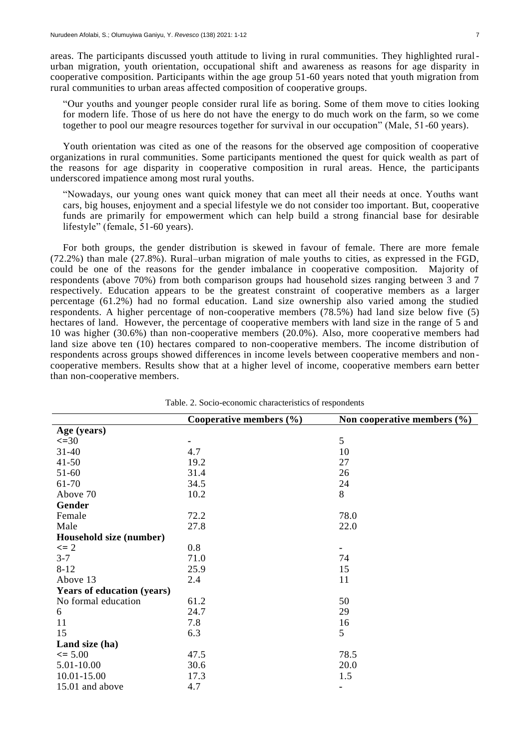areas. The participants discussed youth attitude to living in rural communities. They highlighted rural-urban migration, youth orientation, occupational shift and awareness as reasons for age disparity in cooperative composition. Participants within the age group 51-60 years noted that youth migration from rural communities to urban areas affected composition of cooperative groups.

> "Our youths and younger people consider rural life as boring. Some of them move to cities looking for modern life. Those of us here do not have the energy to do much work on the farm, so we come together to pool our meagre resources together for survival in our occupation" (Male, 51-60 years).

Youth orientation was cited as one of the reasons for the observed age composition of cooperative organizations in rural communities. Some participants mentioned the quest for quick wealth as part of the reasons for age disparity in cooperative composition in rural areas. Hence, the participants underscored impatience among most rural youths.

> "Nowadays, our young ones want quick money that can meet all their needs at once. Youths want cars, big houses, enjoyment and a special lifestyle we do not consider too important. But, cooperative funds are primarily for empowerment which can help build a strong financial base for desirable lifestyle" (female, 51-60 years).

For both groups, the gender distribution is skewed in favour of female. There are more female (72.2%) than male (27.8%). Rural–urban migration of male youths to cities, as expressed in the FGD, could be one of the reasons for the gender imbalance in cooperative composition. Majority of respondents (above 70%) from both comparison groups had household sizes ranging between 3 and 7 respectively. Education appears to be the greatest constraint of cooperative members as a larger percentage (61.2%) had no formal education. Land size ownership also varied among the studied respondents. A higher percentage of non-cooperative members (78.5%) had land size below five (5) hectares of land. However, the percentage of cooperative members with land size in the range of 5 and 10 was higher (30.6%) than non-cooperative members (20.0%). Also, more cooperative members had land size above ten (10) hectares compared to non-cooperative members. The income distribution of respondents across groups showed differences in income levels between cooperative members and non-cooperative members. Results show that at a higher level of income, cooperative members earn better than non-cooperative members.

Table. 2. Socio-economic characteristics of respondents

| | **Cooperative members (%)** | **Non cooperative members (%)** |
|---|---|---|
| **Age (years)** | | |
| <=30 | - | 5 |
| 31-40 | 4.7 | 10 |
| 41-50 | 19.2 | 27 |
| 51-60 | 31.4 | 26 |
| 61-70 | 34.5 | 24 |
| Above 70 | 10.2 | 8 |
| **Gender** | | |
| Female | 72.2 | 78.0 |
| Male | 27.8 | 22.0 |
| **Household size (number)** | | |
| <= 2 | 0.8 | - |
| 3-7 | 71.0 | 74 |
| 8-12 | 25.9 | 15 |
| Above 13 | 2.4 | 11 |
| **Years of education (years)** | | |
| No formal education | 61.2 | 50 |
| 6 | 24.7 | 29 |
| 11 | 7.8 | 16 |
| 15 | 6.3 | 5 |
| **Land size (ha)** | | |
| <= 5.00 | 47.5 | 78.5 |
| 5.01-10.00 | 30.6 | 20.0 |
| 10.01-15.00 | 17.3 | 1.5 |
| 15.01 and above | 4.7 | - |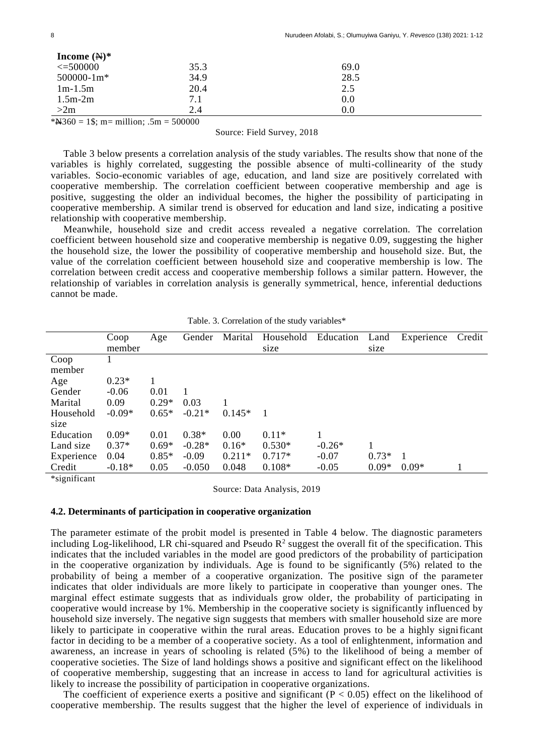| Income (₦)* | | |
|---|---|---|
| <=500000 | 35.3 | 69.0 |
| 500000-1m* | 34.9 | 28.5 |
| 1m-1.5m | 20.4 | 2.5 |
| 1.5m-2m | 7.1 | 0.0 |
| >2m | 2.4 | 0.0 |

*₦360 = 1$; m= million; .5m = 500000

Source: Field Survey, 2018

Table 3 below presents a correlation analysis of the study variables. The results show that none of the variables is highly correlated, suggesting the possible absence of multi-collinearity of the study variables. Socio-economic variables of age, education, and land size are positively correlated with cooperative membership. The correlation coefficient between cooperative membership and age is positive, suggesting the older an individual becomes, the higher the possibility of participating in cooperative membership. A similar trend is observed for education and land size, indicating a positive relationship with cooperative membership.

Meanwhile, household size and credit access revealed a negative correlation. The correlation coefficient between household size and cooperative membership is negative 0.09, suggesting the higher the household size, the lower the possibility of cooperative membership and household size. But, the value of the correlation coefficient between household size and cooperative membership is low. The correlation between credit access and cooperative membership follows a similar pattern. However, the relationship of variables in correlation analysis is generally symmetrical, hence, inferential deductions cannot be made.

Table. 3. Correlation of the study variables*

| | Coop member | Age | Gender | Marital | Household size | Education | Land size | Experience | Credit |
|---|---|---|---|---|---|---|---|---|---|
| Coop member | 1 | | | | | | | | |
| Age | 0.23* | 1 | | | | | | | |
| Gender | -0.06 | 0.01 | 1 | | | | | | |
| Marital | 0.09 | 0.29* | 0.03 | 1 | | | | | |
| Household size | -0.09* | 0.65* | -0.21* | 0.145* | 1 | | | | |
| Education | 0.09* | 0.01 | 0.38* | 0.00 | 0.11* | 1 | | | |
| Land size | 0.37* | 0.69* | -0.28* | 0.16* | 0.530* | -0.26* | 1 | | |
| Experience | 0.04 | 0.85* | -0.09 | 0.211* | 0.717* | -0.07 | 0.73* | 1 | |
| Credit | -0.18* | 0.05 | -0.050 | 0.048 | 0.108* | -0.05 | 0.09* | 0.09* | 1 |

*significant

Source: Data Analysis, 2019

### 4.2. Determinants of participation in cooperative organization

The parameter estimate of the probit model is presented in Table 4 below. The diagnostic parameters including Log-likelihood, LR chi-squared and Pseudo $R^2$ suggest the overall fit of the specification. This indicates that the included variables in the model are good predictors of the probability of participation in the cooperative organization by individuals. Age is found to be significantly (5%) related to the probability of being a member of a cooperative organization. The positive sign of the parameter indicates that older individuals are more likely to participate in cooperative than younger ones. The marginal effect estimate suggests that as individuals grow older, the probability of participating in cooperative would increase by 1%. Membership in the cooperative society is significantly influenced by household size inversely. The negative sign suggests that members with smaller household size are more likely to participate in cooperative within the rural areas. Education proves to be a highly significant factor in deciding to be a member of a cooperative society. As a tool of enlightenment, information and awareness, an increase in years of schooling is related (5%) to the likelihood of being a member of cooperative societies. The Size of land holdings shows a positive and significant effect on the likelihood of cooperative membership, suggesting that an increase in access to land for agricultural activities is likely to increase the possibility of participation in cooperative organizations.

The coefficient of experience exerts a positive and significant ($P < 0.05$) effect on the likelihood of cooperative membership. The results suggest that the higher the level of experience of individuals in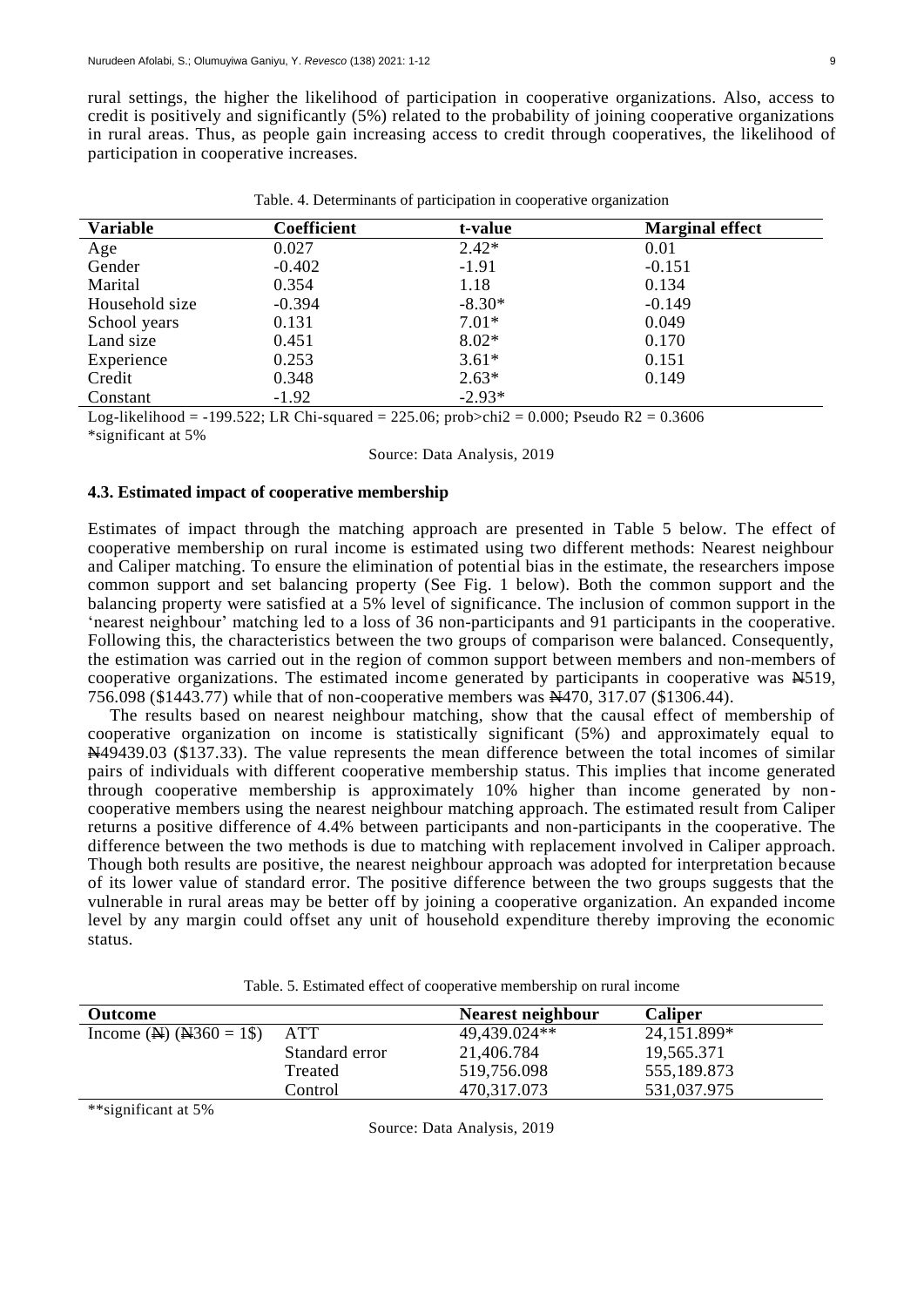rural settings, the higher the likelihood of participation in cooperative organizations. Also, access to credit is positively and significantly (5%) related to the probability of joining cooperative organizations in rural areas. Thus, as people gain increasing access to credit through cooperatives, the likelihood of participation in cooperative increases.

Table. 4. Determinants of participation in cooperative organization

| Variable | Coefficient | t-value | Marginal effect |
|---|---|---|---|
| Age | 0.027 | 2.42* | 0.01 |
| Gender | -0.402 | -1.91 | -0.151 |
| Marital | 0.354 | 1.18 | 0.134 |
| Household size | -0.394 | -8.30* | -0.149 |
| School years | 0.131 | 7.01* | 0.049 |
| Land size | 0.451 | 8.02* | 0.170 |
| Experience | 0.253 | 3.61* | 0.151 |
| Credit | 0.348 | 2.63* | 0.149 |
| Constant | -1.92 | -2.93* | |

Log-likelihood = -199.522; LR Chi-squared = 225.06; prob>chi2 = 0.000; Pseudo R2 = 0.3606
*significant at 5%

Source: Data Analysis, 2019

### 4.3. Estimated impact of cooperative membership

Estimates of impact through the matching approach are presented in Table 5 below. The effect of cooperative membership on rural income is estimated using two different methods: Nearest neighbour and Caliper matching. To ensure the elimination of potential bias in the estimate, the researchers impose common support and set balancing property (See Fig. 1 below). Both the common support and the balancing property were satisfied at a 5% level of significance. The inclusion of common support in the 'nearest neighbour' matching led to a loss of 36 non-participants and 91 participants in the cooperative. Following this, the characteristics between the two groups of comparison were balanced. Consequently, the estimation was carried out in the region of common support between members and non-members of cooperative organizations. The estimated income generated by participants in cooperative was ₦519, 756.098 ($1443.77) while that of non-cooperative members was ₦470, 317.07 ($1306.44).

The results based on nearest neighbour matching, show that the causal effect of membership of cooperative organization on income is statistically significant (5%) and approximately equal to ₦49439.03 ($137.33). The value represents the mean difference between the total incomes of similar pairs of individuals with different cooperative membership status. This implies that income generated through cooperative membership is approximately 10% higher than income generated by non-cooperative members using the nearest neighbour matching approach. The estimated result from Caliper returns a positive difference of 4.4% between participants and non-participants in the cooperative. The difference between the two methods is due to matching with replacement involved in Caliper approach. Though both results are positive, the nearest neighbour approach was adopted for interpretation because of its lower value of standard error. The positive difference between the two groups suggests that the vulnerable in rural areas may be better off by joining a cooperative organization. An expanded income level by any margin could offset any unit of household expenditure thereby improving the economic status.

Table. 5. Estimated effect of cooperative membership on rural income

| Outcome | | Nearest neighbour | Caliper |
|---|---|---|---|
| Income (₦) (₦360 = 1$) | ATT | 49,439.024** | 24,151.899* |
| | Standard error | 21,406.784 | 19,565.371 |
| | Treated | 519,756.098 | 555,189.873 |
| | Control | 470,317.073 | 531,037.975 |

**significant at 5%

Source: Data Analysis, 2019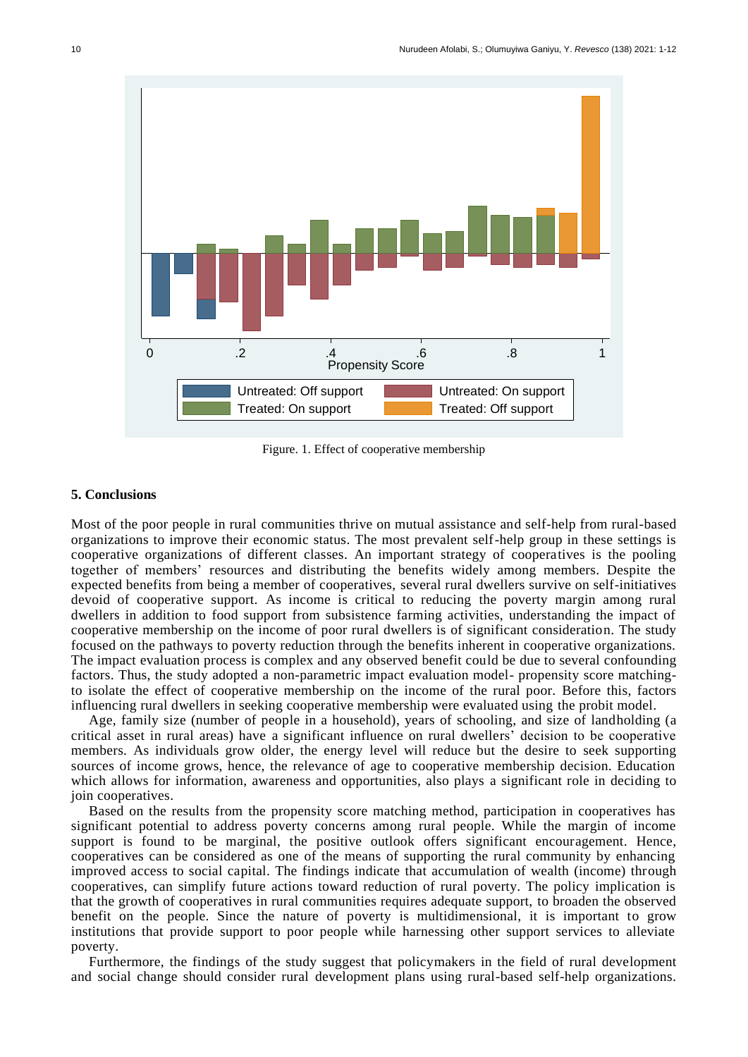Figure. 1. Effect of cooperative membership

## 5. Conclusions

Most of the poor people in rural communities thrive on mutual assistance and self-help from rural-based organizations to improve their economic status. The most prevalent self-help group in these settings is cooperative organizations of different classes. An important strategy of cooperatives is the pooling together of members' resources and distributing the benefits widely among members. Despite the expected benefits from being a member of cooperatives, several rural dwellers survive on self-initiatives devoid of cooperative support. As income is critical to reducing the poverty margin among rural dwellers in addition to food support from subsistence farming activities, understanding the impact of cooperative membership on the income of poor rural dwellers is of significant consideration. The study focused on the pathways to poverty reduction through the benefits inherent in cooperative organizations. The impact evaluation process is complex and any observed benefit could be due to several confounding factors. Thus, the study adopted a non-parametric impact evaluation model- propensity score matching- to isolate the effect of cooperative membership on the income of the rural poor. Before this, factors influencing rural dwellers in seeking cooperative membership were evaluated using the probit model.

Age, family size (number of people in a household), years of schooling, and size of landholding (a critical asset in rural areas) have a significant influence on rural dwellers' decision to be cooperative members. As individuals grow older, the energy level will reduce but the desire to seek supporting sources of income grows, hence, the relevance of age to cooperative membership decision. Education which allows for information, awareness and opportunities, also plays a significant role in deciding to join cooperatives.

Based on the results from the propensity score matching method, participation in cooperatives has significant potential to address poverty concerns among rural people. While the margin of income support is found to be marginal, the positive outlook offers significant encouragement. Hence, cooperatives can be considered as one of the means of supporting the rural community by enhancing improved access to social capital. The findings indicate that accumulation of wealth (income) through cooperatives, can simplify future actions toward reduction of rural poverty. The policy implication is that the growth of cooperatives in rural communities requires adequate support, to broaden the observed benefit on the people. Since the nature of poverty is multidimensional, it is important to grow institutions that provide support to poor people while harnessing other support services to alleviate poverty.

Furthermore, the findings of the study suggest that policymakers in the field of rural development and social change should consider rural development plans using rural-based self-help organizations.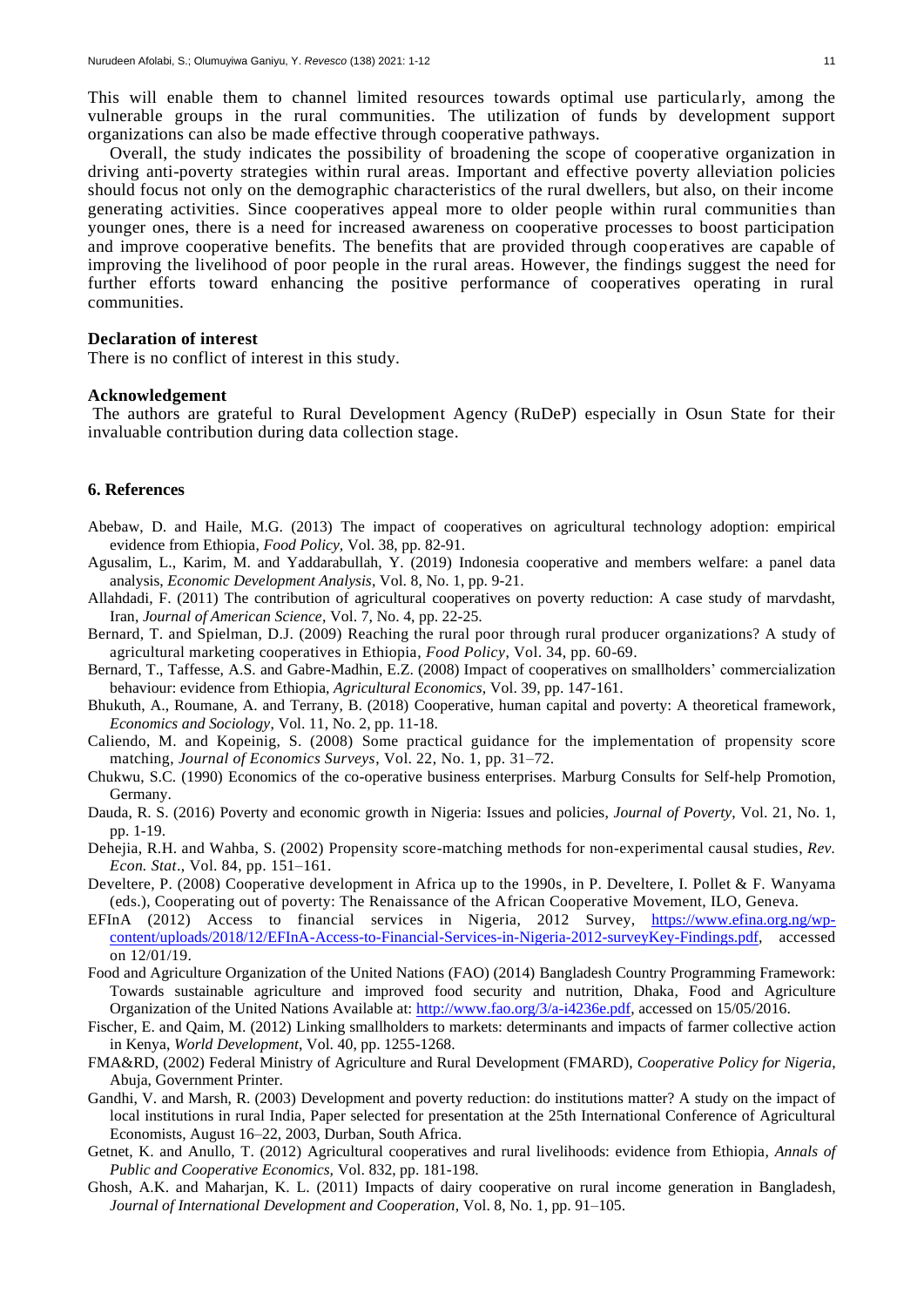This will enable them to channel limited resources towards optimal use particularly, among the vulnerable groups in the rural communities. The utilization of funds by development support organizations can also be made effective through cooperative pathways.

Overall, the study indicates the possibility of broadening the scope of cooperative organization in driving anti-poverty strategies within rural areas. Important and effective poverty alleviation policies should focus not only on the demographic characteristics of the rural dwellers, but also, on their income generating activities. Since cooperatives appeal more to older people within rural communities than younger ones, there is a need for increased awareness on cooperative processes to boost participation and improve cooperative benefits. The benefits that are provided through cooperatives are capable of improving the livelihood of poor people in the rural areas. However, the findings suggest the need for further efforts toward enhancing the positive performance of cooperatives operating in rural communities.

**Declaration of interest**

There is no conflict of interest in this study.

**Acknowledgement**

The authors are grateful to Rural Development Agency (RuDeP) especially in Osun State for their invaluable contribution during data collection stage.

## 6. References

Abebaw, D. and Haile, M.G. (2013) The impact of cooperatives on agricultural technology adoption: empirical evidence from Ethiopia, *Food Policy*, Vol. 38, pp. 82-91.

Agusalim, L., Karim, M. and Yaddarabullah, Y. (2019) Indonesia cooperative and members welfare: a panel data analysis, *Economic Development Analysis*, Vol. 8, No. 1, pp. 9-21.

Allahdadi, F. (2011) The contribution of agricultural cooperatives on poverty reduction: A case study of marvdasht, Iran, *Journal of American Science*, Vol. 7, No. 4, pp. 22-25.

Bernard, T. and Spielman, D.J. (2009) Reaching the rural poor through rural producer organizations? A study of agricultural marketing cooperatives in Ethiopia, *Food Policy*, Vol. 34, pp. 60-69.

Bernard, T., Taffesse, A.S. and Gabre-Madhin, E.Z. (2008) Impact of cooperatives on smallholders' commercialization behaviour: evidence from Ethiopia, *Agricultural Economics*, Vol. 39, pp. 147-161.

Bhukuth, A., Roumane, A. and Terrany, B. (2018) Cooperative, human capital and poverty: A theoretical framework, *Economics and Sociology*, Vol. 11, No. 2, pp. 11-18.

Caliendo, M. and Kopeinig, S. (2008) Some practical guidance for the implementation of propensity score matching, *Journal of Economics Surveys*, Vol. 22, No. 1, pp. 31–72.

Chukwu, S.C. (1990) Economics of the co-operative business enterprises. Marburg Consults for Self-help Promotion, Germany.

Dauda, R. S. (2016) Poverty and economic growth in Nigeria: Issues and policies, *Journal of Poverty*, Vol. 21, No. 1, pp. 1-19.

Dehejia, R.H. and Wahba, S. (2002) Propensity score-matching methods for non-experimental causal studies, *Rev. Econ. Stat*., Vol. 84, pp. 151–161.

Develtere, P. (2008) Cooperative development in Africa up to the 1990s, in P. Develtere, I. Pollet & F. Wanyama (eds.), Cooperating out of poverty: The Renaissance of the African Cooperative Movement, ILO, Geneva.

EFInA (2012) Access to financial services in Nigeria, 2012 Survey, https://www.efina.org.ng/wp-content/uploads/2018/12/EFInA-Access-to-Financial-Services-in-Nigeria-2012-surveyKey-Findings.pdf, accessed on 12/01/19.

Food and Agriculture Organization of the United Nations (FAO) (2014) Bangladesh Country Programming Framework: Towards sustainable agriculture and improved food security and nutrition, Dhaka, Food and Agriculture Organization of the United Nations Available at: http://www.fao.org/3/a-i4236e.pdf, accessed on 15/05/2016.

Fischer, E. and Qaim, M. (2012) Linking smallholders to markets: determinants and impacts of farmer collective action in Kenya, *World Development*, Vol. 40, pp. 1255-1268.

FMA&RD, (2002) Federal Ministry of Agriculture and Rural Development (FMARD), *Cooperative Policy for Nigeria*, Abuja, Government Printer.

Gandhi, V. and Marsh, R. (2003) Development and poverty reduction: do institutions matter? A study on the impact of local institutions in rural India, Paper selected for presentation at the 25th International Conference of Agricultural Economists, August 16–22, 2003, Durban, South Africa.

Getnet, K. and Anullo, T. (2012) Agricultural cooperatives and rural livelihoods: evidence from Ethiopia, *Annals of Public and Cooperative Economics,* Vol. 832, pp. 181-198.

Ghosh, A.K. and Maharjan, K. L. (2011) Impacts of dairy cooperative on rural income generation in Bangladesh, *Journal of International Development and Cooperation*, Vol. 8, No. 1, pp. 91–105.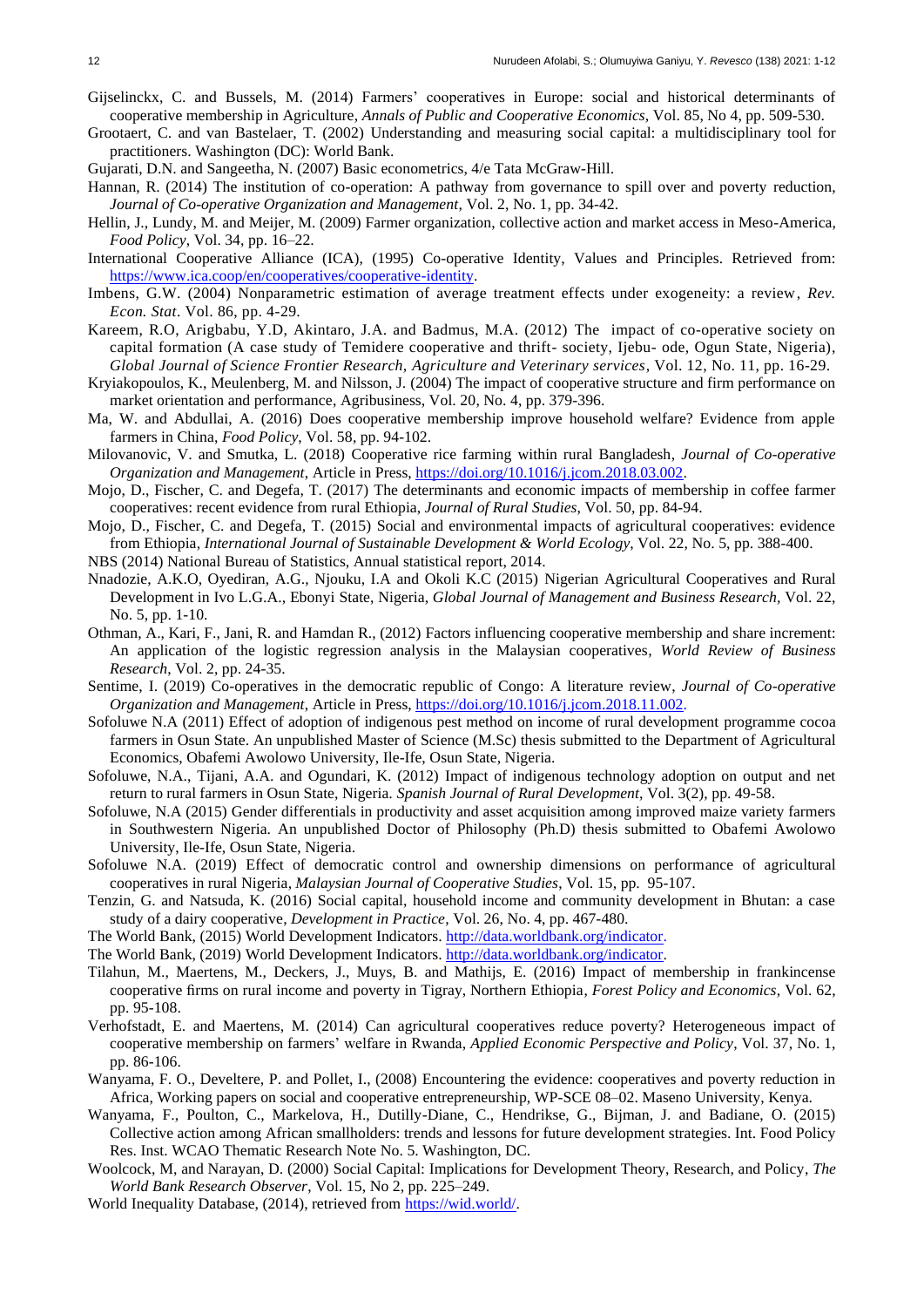Gijselinckx, C. and Bussels, M. (2014) Farmers' cooperatives in Europe: social and historical determinants of cooperative membership in Agriculture, *Annals of Public and Cooperative Economics*, Vol. 85, No 4, pp. 509-530.

Grootaert, C. and van Bastelaer, T. (2002) Understanding and measuring social capital: a multidisciplinary tool for practitioners. Washington (DC): World Bank.

Gujarati, D.N. and Sangeetha, N. (2007) Basic econometrics, 4/e Tata McGraw-Hill.

Hannan, R. (2014) The institution of co-operation: A pathway from governance to spill over and poverty reduction, *Journal of Co-operative Organization and Management*, Vol. 2, No. 1, pp. 34-42.

Hellin, J., Lundy, M. and Meijer, M. (2009) Farmer organization, collective action and market access in Meso-America, *Food Policy*, Vol. 34, pp. 16–22.

International Cooperative Alliance (ICA), (1995) Co-operative Identity, Values and Principles. Retrieved from: https://www.ica.coop/en/cooperatives/cooperative-identity.

Imbens, G.W. (2004) Nonparametric estimation of average treatment effects under exogeneity: a review, *Rev. Econ. Stat*. Vol. 86, pp. 4-29.

Kareem, R.O, Arigbabu, Y.D, Akintaro, J.A. and Badmus, M.A. (2012) The impact of co-operative society on capital formation (A case study of Temidere cooperative and thrift- society, Ijebu- ode, Ogun State, Nigeria), *Global Journal of Science Frontier Research, Agriculture and Veterinary services*, Vol. 12, No. 11, pp. 16-29.

Kryiakopoulos, K., Meulenberg, M. and Nilsson, J. (2004) The impact of cooperative structure and firm performance on market orientation and performance, Agribusiness, Vol. 20, No. 4, pp. 379-396.

Ma, W. and Abdullai, A. (2016) Does cooperative membership improve household welfare? Evidence from apple farmers in China, *Food Policy*, Vol. 58, pp. 94-102.

Milovanovic, V. and Smutka, L. (2018) Cooperative rice farming within rural Bangladesh, *Journal of Co-operative Organization and Management*, Article in Press, https://doi.org/10.1016/j.jcom.2018.03.002.

Mojo, D., Fischer, C. and Degefa, T. (2017) The determinants and economic impacts of membership in coffee farmer cooperatives: recent evidence from rural Ethiopia, *Journal of Rural Studies*, Vol. 50, pp. 84-94.

Mojo, D., Fischer, C. and Degefa, T. (2015) Social and environmental impacts of agricultural cooperatives: evidence from Ethiopia, *International Journal of Sustainable Development & World Ecology*, Vol. 22, No. 5, pp. 388-400.

NBS (2014) National Bureau of Statistics, Annual statistical report, 2014.

Nnadozie, A.K.O, Oyediran, A.G., Njouku, I.A and Okoli K.C (2015) Nigerian Agricultural Cooperatives and Rural Development in Ivo L.G.A., Ebonyi State, Nigeria, *Global Journal of Management and Business Research*, Vol. 22, No. 5, pp. 1-10.

Othman, A., Kari, F., Jani, R. and Hamdan R., (2012) Factors influencing cooperative membership and share increment: An application of the logistic regression analysis in the Malaysian cooperatives, *World Review of Business Research*, Vol. 2, pp. 24-35.

Sentime, I. (2019) Co-operatives in the democratic republic of Congo: A literature review, *Journal of Co-operative Organization and Management*, Article in Press, https://doi.org/10.1016/j.jcom.2018.11.002.

Sofoluwe N.A (2011) Effect of adoption of indigenous pest method on income of rural development programme cocoa farmers in Osun State. An unpublished Master of Science (M.Sc) thesis submitted to the Department of Agricultural Economics, Obafemi Awolowo University, Ile-Ife, Osun State, Nigeria.

Sofoluwe, N.A., Tijani, A.A. and Ogundari, K. (2012) Impact of indigenous technology adoption on output and net return to rural farmers in Osun State, Nigeria. *Spanish Journal of Rural Development*, Vol. 3(2), pp. 49-58.

Sofoluwe, N.A (2015) Gender differentials in productivity and asset acquisition among improved maize variety farmers in Southwestern Nigeria. An unpublished Doctor of Philosophy (Ph.D) thesis submitted to Obafemi Awolowo University, Ile-Ife, Osun State, Nigeria.

Sofoluwe N.A. (2019) Effect of democratic control and ownership dimensions on performance of agricultural cooperatives in rural Nigeria, *Malaysian Journal of Cooperative Studies*, Vol. 15, pp. 95-107.

Tenzin, G. and Natsuda, K. (2016) Social capital, household income and community development in Bhutan: a case study of a dairy cooperative, *Development in Practice*, Vol. 26, No. 4, pp. 467-480.

The World Bank, (2015) World Development Indicators. http://data.worldbank.org/indicator.

The World Bank, (2019) World Development Indicators. http://data.worldbank.org/indicator.

Tilahun, M., Maertens, M., Deckers, J., Muys, B. and Mathijs, E. (2016) Impact of membership in frankincense cooperative firms on rural income and poverty in Tigray, Northern Ethiopia, *Forest Policy and Economics*, Vol. 62, pp. 95-108.

Verhofstadt, E. and Maertens, M. (2014) Can agricultural cooperatives reduce poverty? Heterogeneous impact of cooperative membership on farmers' welfare in Rwanda, *Applied Economic Perspective and Policy*, Vol. 37, No. 1, pp. 86-106.

Wanyama, F. O., Develtere, P. and Pollet, I., (2008) Encountering the evidence: cooperatives and poverty reduction in Africa, Working papers on social and cooperative entrepreneurship, WP-SCE 08–02. Maseno University, Kenya.

Wanyama, F., Poulton, C., Markelova, H., Dutilly-Diane, C., Hendrikse, G., Bijman, J. and Badiane, O. (2015) Collective action among African smallholders: trends and lessons for future development strategies. Int. Food Policy Res. Inst. WCAO Thematic Research Note No. 5. Washington, DC.

Woolcock, M, and Narayan, D. (2000) Social Capital: Implications for Development Theory, Research, and Policy, *The World Bank Research Observer*, Vol. 15, No 2, pp. 225–249.

World Inequality Database, (2014), retrieved from https://wid.world/.